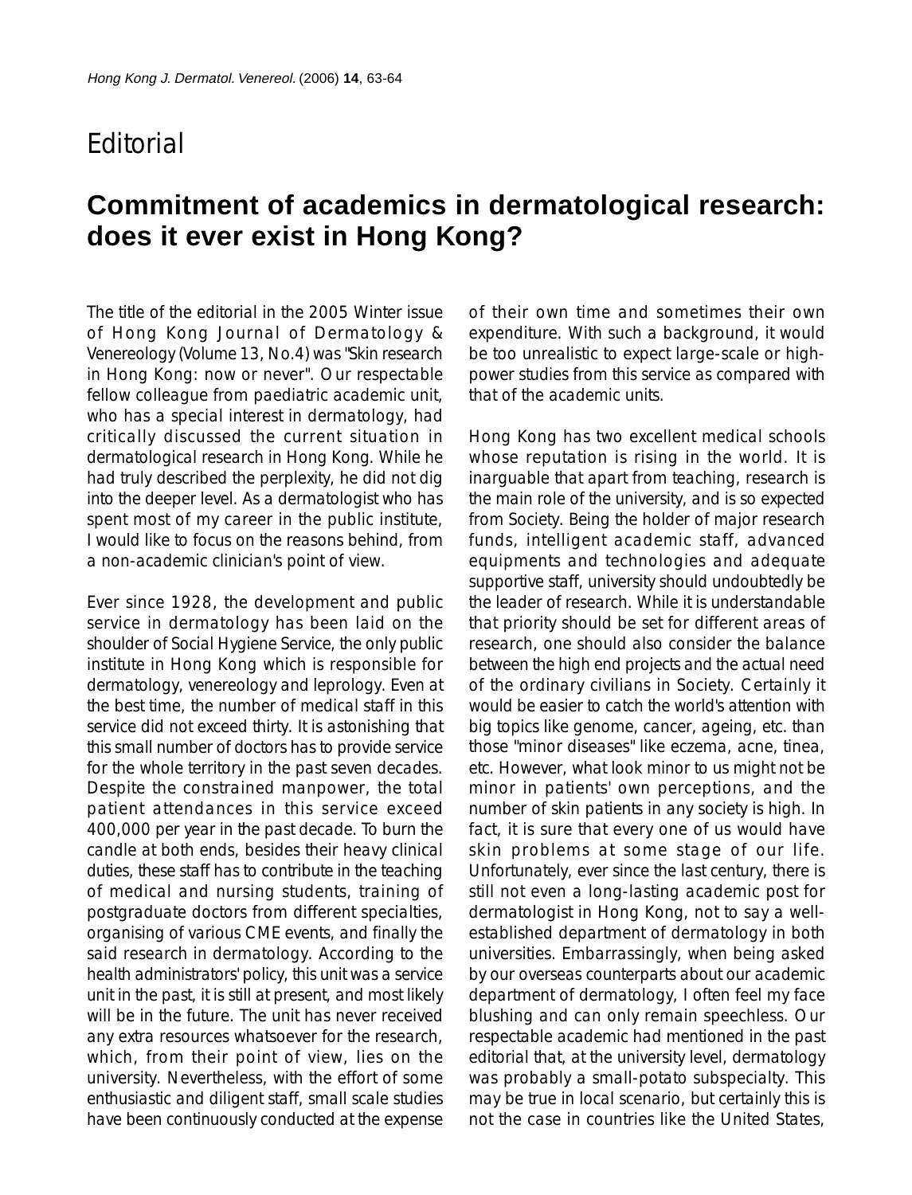# Editorial

## Commitment of academics in dermatological research: does it ever exist in Hong Kong?

The title of the editorial in the 2005 Winter issue of Hong Kong Journal of Dermatology & Venereology (Volume 13, No.4) was "Skin research in Hong Kong: now or never". Our respectable fellow colleague from paediatric academic unit, who has a special interest in dermatology, had critically discussed the current situation in dermatological research in Hong Kong. While he had truly described the perplexity, he did not dig into the deeper level. As a dermatologist who has spent most of my career in the public institute, I would like to focus on the reasons behind, from a non-academic clinician's point of view.

Ever since 1928, the development and public service in dermatology has been laid on the shoulder of Social Hygiene Service, the only public institute in Hong Kong which is responsible for dermatology, venereology and leprology. Even at the best time, the number of medical staff in this service did not exceed thirty. It is astonishing that this small number of doctors has to provide service for the whole territory in the past seven decades. Despite the constrained manpower, the total patient attendances in this service exceed 400,000 per year in the past decade. To burn the candle at both ends, besides their heavy clinical duties, these staff has to contribute in the teaching of medical and nursing students, training of postgraduate doctors from different specialties, organising of various CME events, and finally the said research in dermatology. According to the health administrators' policy, this unit was a service unit in the past, it is still at present, and most likely will be in the future. The unit has never received any extra resources whatsoever for the research, which, from their point of view, lies on the university. Nevertheless, with the effort of some enthusiastic and diligent staff, small scale studies have been continuously conducted at the expense of their own time and sometimes their own expenditure. With such a background, it would be too unrealistic to expect large-scale or high-power studies from this service as compared with that of the academic units.

Hong Kong has two excellent medical schools whose reputation is rising in the world. It is inarguable that apart from teaching, research is the main role of the university, and is so expected from Society. Being the holder of major research funds, intelligent academic staff, advanced equipments and technologies and adequate supportive staff, university should undoubtedly be the leader of research. While it is understandable that priority should be set for different areas of research, one should also consider the balance between the high end projects and the actual need of the ordinary civilians in Society. Certainly it would be easier to catch the world's attention with big topics like genome, cancer, ageing, etc. than those "minor diseases" like eczema, acne, tinea, etc. However, what look minor to us might not be minor in patients' own perceptions, and the number of skin patients in any society is high. In fact, it is sure that every one of us would have skin problems at some stage of our life. Unfortunately, ever since the last century, there is still not even a long-lasting academic post for dermatologist in Hong Kong, not to say a well-established department of dermatology in both universities. Embarrassingly, when being asked by our overseas counterparts about our academic department of dermatology, I often feel my face blushing and can only remain speechless. Our respectable academic had mentioned in the past editorial that, at the university level, dermatology was probably a small-potato subspecialty. This may be true in local scenario, but certainly this is not the case in countries like the United States,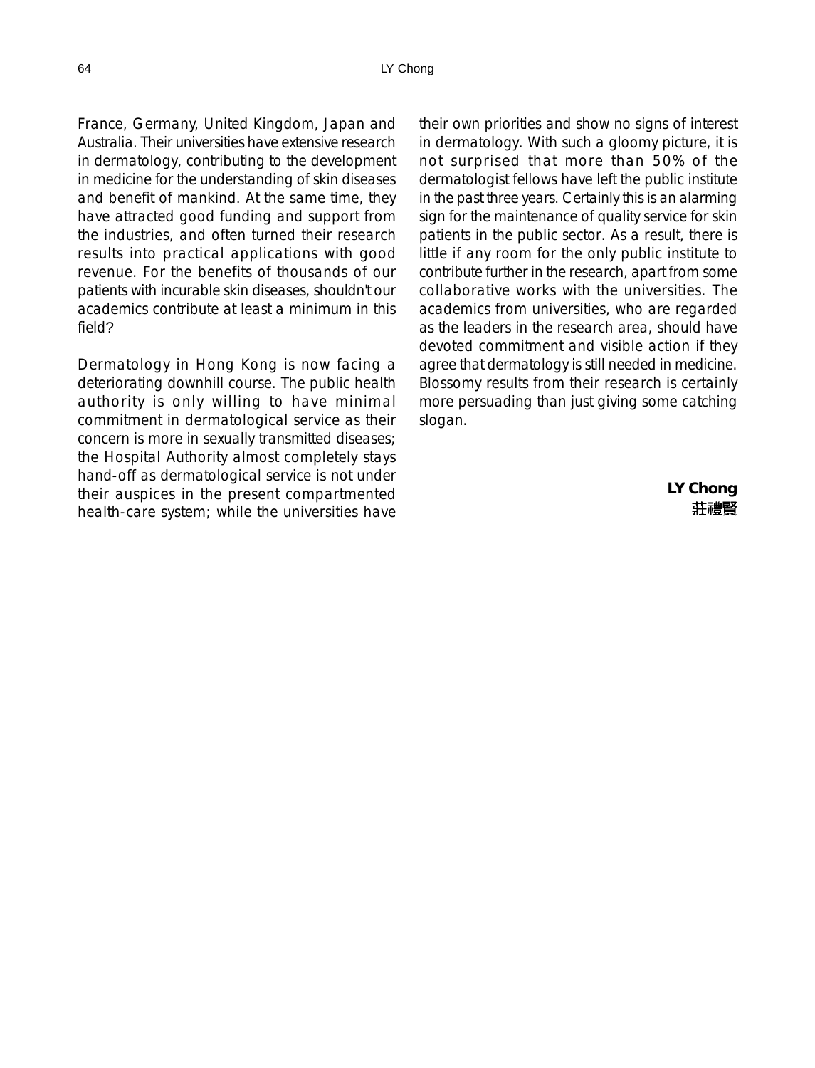France, Germany, United Kingdom, Japan and Australia. Their universities have extensive research in dermatology, contributing to the development in medicine for the understanding of skin diseases and benefit of mankind. At the same time, they have attracted good funding and support from the industries, and often turned their research results into practical applications with good revenue. For the benefits of thousands of our patients with incurable skin diseases, shouldn't our academics contribute at least a minimum in this field?

Dermatology in Hong Kong is now facing a deteriorating downhill course. The public health authority is only willing to have minimal commitment in dermatological service as their concern is more in sexually transmitted diseases; the Hospital Authority almost completely stays hand-off as dermatological service is not under their auspices in the present compartmented health-care system; while the universities have their own priorities and show no signs of interest in dermatology. With such a gloomy picture, it is not surprised that more than 50% of the dermatologist fellows have left the public institute in the past three years. Certainly this is an alarming sign for the maintenance of quality service for skin patients in the public sector. As a result, there is little if any room for the only public institute to contribute further in the research, apart from some collaborative works with the universities. The academics from universities, who are regarded as the leaders in the research area, should have devoted commitment and visible action if they agree that dermatology is still needed in medicine. Blossomy results from their research is certainly more persuading than just giving some catching slogan.

**LY Chong**
**莊禮賢**